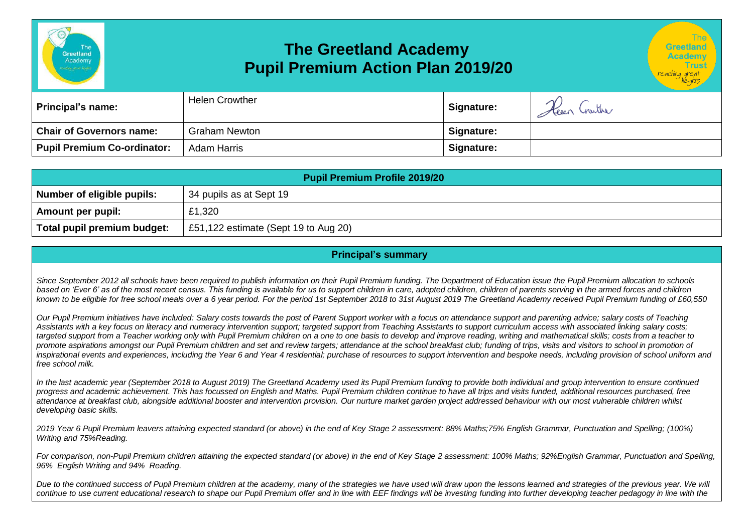# The Greetland Academy
## Pupil Premium Action Plan 2019/20

| | | | |
|---|---|---|---|
| **Principal's name:** | Helen Crowther | **Signature:** | Helen Crowther |
| **Chair of Governors name:** | Graham Newton | **Signature:** | |
| **Pupil Premium Co-ordinator:** | Adam Harris | **Signature:** | |

| **Pupil Premium Profile 2019/20** | |
|---|---|
| **Number of eligible pupils:** | 34 pupils as at Sept 19 |
| **Amount per pupil:** | £1,320 |
| **Total pupil premium budget:** | £51,122 estimate (Sept 19 to Aug 20) |

**Principal's summary**

*Since September 2012 all schools have been required to publish information on their Pupil Premium funding. The Department of Education issue the Pupil Premium allocation to schools based on 'Ever 6' as of the most recent census. This funding is available for us to support children in care, adopted children, children of parents serving in the armed forces and children known to be eligible for free school meals over a 6 year period. For the period 1st September 2018 to 31st August 2019 The Greetland Academy received Pupil Premium funding of £60,550*

*Our Pupil Premium initiatives have included: Salary costs towards the post of Parent Support worker with a focus on attendance support and parenting advice; salary costs of Teaching Assistants with a key focus on literacy and numeracy intervention support; targeted support from Teaching Assistants to support curriculum access with associated linking salary costs; targeted support from a Teacher working only with Pupil Premium children on a one to one basis to develop and improve reading, writing and mathematical skills; costs from a teacher to promote aspirations amongst our Pupil Premium children and set and review targets; attendance at the school breakfast club; funding of trips, visits and visitors to school in promotion of inspirational events and experiences, including the Year 6 and Year 4 residential; purchase of resources to support intervention and bespoke needs, including provision of school uniform and free school milk.*

*In the last academic year (September 2018 to August 2019) The Greetland Academy used its Pupil Premium funding to provide both individual and group intervention to ensure continued progress and academic achievement. This has focussed on English and Maths. Pupil Premium children continue to have all trips and visits funded, additional resources purchased, free attendance at breakfast club, alongside additional booster and intervention provision. Our nurture market garden project addressed behaviour with our most vulnerable children whilst developing basic skills.*

*2019 Year 6 Pupil Premium leavers attaining expected standard (or above) in the end of Key Stage 2 assessment: 88% Maths;75% English Grammar, Punctuation and Spelling; (100%) Writing and 75%Reading.*

*For comparison, non-Pupil Premium children attaining the expected standard (or above) in the end of Key Stage 2 assessment: 100% Maths; 92%English Grammar, Punctuation and Spelling, 96% English Writing and 94% Reading.*

*Due to the continued success of Pupil Premium children at the academy, many of the strategies we have used will draw upon the lessons learned and strategies of the previous year. We will continue to use current educational research to shape our Pupil Premium offer and in line with EEF findings will be investing funding into further developing teacher pedagogy in line with the*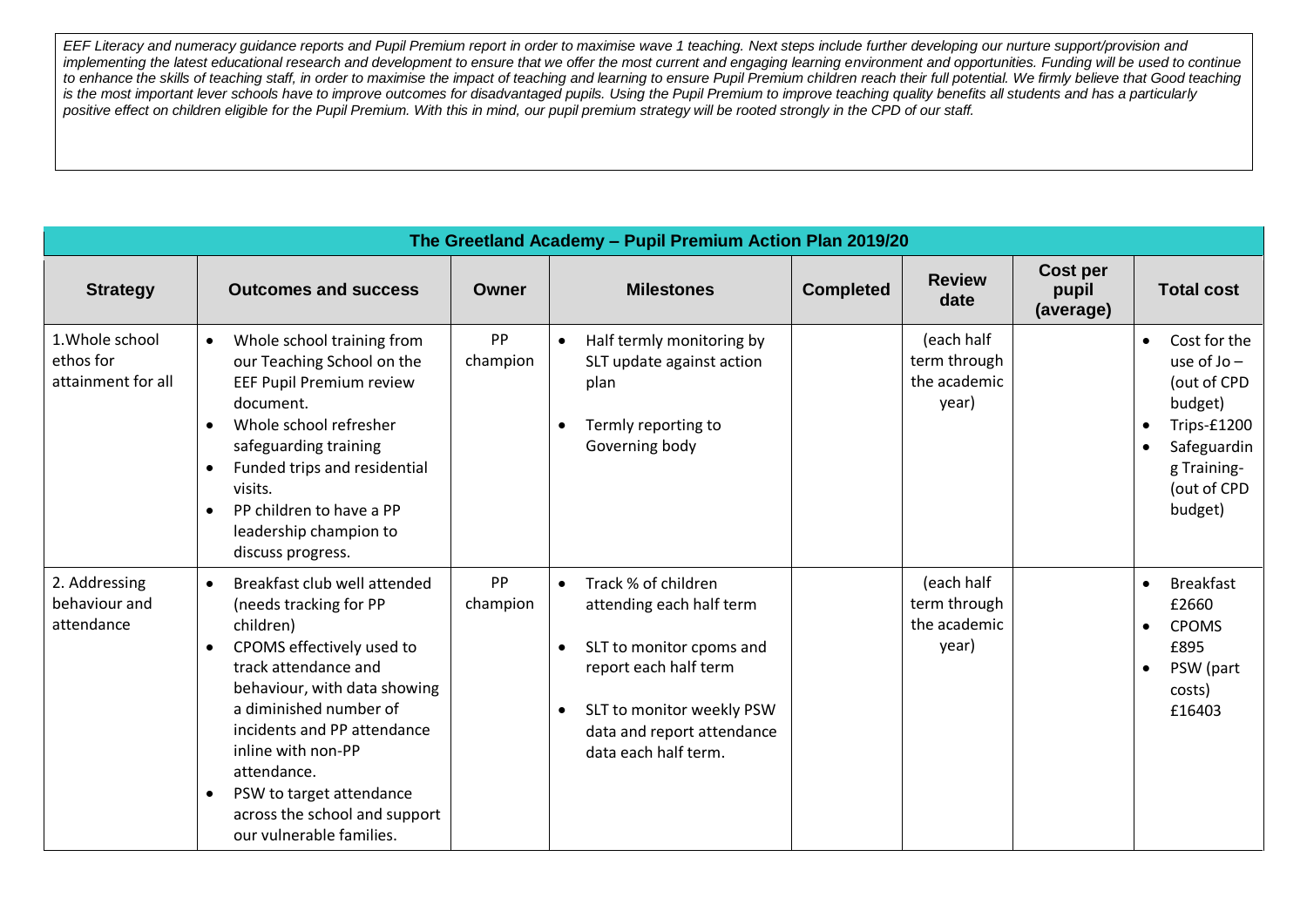*EEF Literacy and numeracy guidance reports and Pupil Premium report in order to maximise wave 1 teaching. Next steps include further developing our nurture support/provision and implementing the latest educational research and development to ensure that we offer the most current and engaging learning environment and opportunities. Funding will be used to continue to enhance the skills of teaching staff, in order to maximise the impact of teaching and learning to ensure Pupil Premium children reach their full potential. We firmly believe that Good teaching is the most important lever schools have to improve outcomes for disadvantaged pupils. Using the Pupil Premium to improve teaching quality benefits all students and has a particularly positive effect on children eligible for the Pupil Premium. With this in mind, our pupil premium strategy will be rooted strongly in the CPD of our staff.*

**The Greetland Academy – Pupil Premium Action Plan 2019/20**

| Strategy | Outcomes and success | Owner | Milestones | Completed | Review date | Cost per pupil (average) | Total cost |
|---|---|---|---|---|---|---|---|
| 1.Whole school ethos for attainment for all | • Whole school training from our Teaching School on the EEF Pupil Premium review document.<br>• Whole school refresher safeguarding training<br>• Funded trips and residential visits.<br>• PP children to have a PP leadership champion to discuss progress. | PP champion | • Half termly monitoring by SLT update against action plan<br>• Termly reporting to Governing body | | (each half term through the academic year) | | • Cost for the use of Jo – (out of CPD budget)<br>• Trips-£1200<br>• Safeguarding Training- (out of CPD budget) |
| 2. Addressing behaviour and attendance | • Breakfast club well attended (needs tracking for PP children)<br>• CPOMS effectively used to track attendance and behaviour, with data showing a diminished number of incidents and PP attendance inline with non-PP attendance.<br>• PSW to target attendance across the school and support our vulnerable families. | PP champion | • Track % of children attending each half term<br>• SLT to monitor cpoms and report each half term<br>• SLT to monitor weekly PSW data and report attendance data each half term. | | (each half term through the academic year) | | • Breakfast £2660<br>• CPOMS £895<br>• PSW (part costs) £16403 |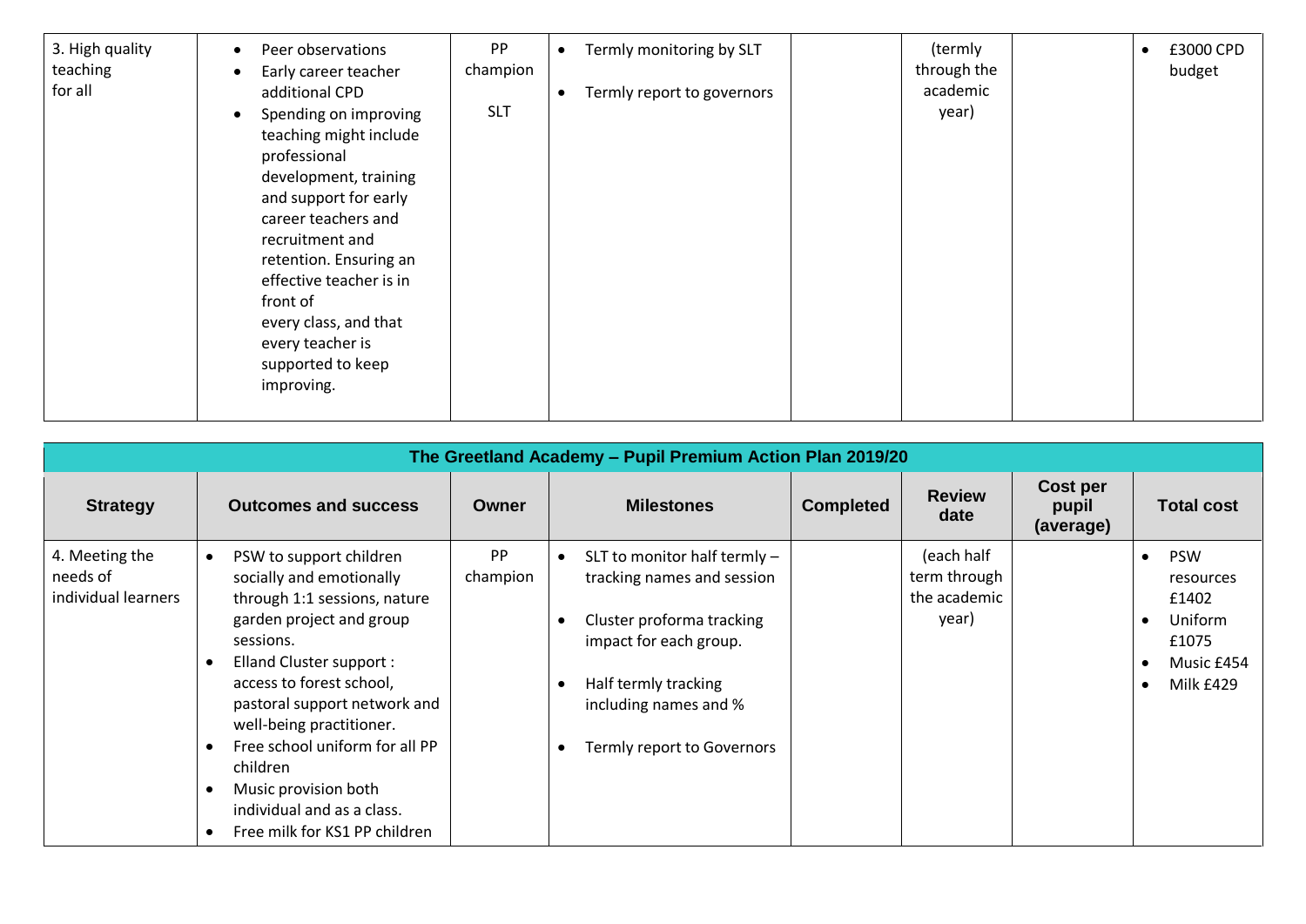| | | | | | | | |
|---|---|---|---|---|---|---|---|
| 3. High quality teaching for all | • Peer observations<br>• Early career teacher additional CPD<br>• Spending on improving teaching might include professional development, training and support for early career teachers and recruitment and retention. Ensuring an effective teacher is in front of every class, and that every teacher is supported to keep improving. | PP champion<br><br>SLT | • Termly monitoring by SLT<br><br>• Termly report to governors | | (termly through the academic year) | | • £3000 CPD budget |

**The Greetland Academy – Pupil Premium Action Plan 2019/20**

| Strategy | Outcomes and success | Owner | Milestones | Completed | Review date | Cost per pupil (average) | Total cost |
|---|---|---|---|---|---|---|---|
| 4. Meeting the needs of individual learners | • PSW to support children socially and emotionally through 1:1 sessions, nature garden project and group sessions.<br>• Elland Cluster support : access to forest school, pastoral support network and well-being practitioner.<br>• Free school uniform for all PP children<br>• Music provision both individual and as a class.<br>• Free milk for KS1 PP children | PP champion | • SLT to monitor half termly – tracking names and session<br><br>• Cluster proforma tracking impact for each group.<br><br>• Half termly tracking including names and %<br><br>• Termly report to Governors | | (each half term through the academic year) | | • PSW resources £1402<br>• Uniform £1075<br>• Music £454<br>• Milk £429 |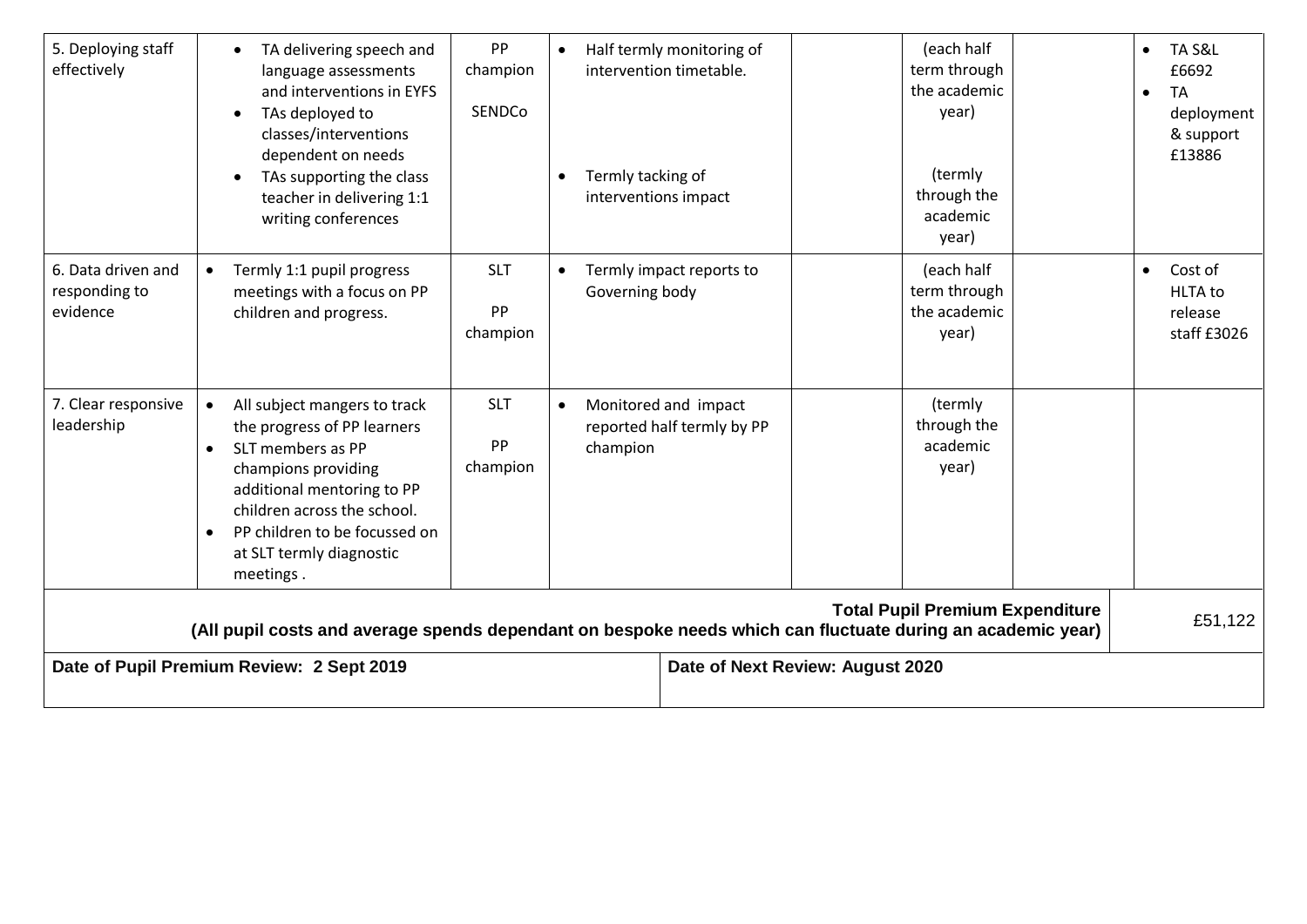| | | | | | | | | |
|---|---|---|---|---|---|---|---|---|
| 5. Deploying staff effectively | • TA delivering speech and language assessments and interventions in EYFS<br>• TAs deployed to classes/interventions dependent on needs<br>• TAs supporting the class teacher in delivering 1:1 writing conferences | PP champion<br><br>SENDCo | • Half termly monitoring of intervention timetable.<br><br>• Termly tacking of interventions impact | | (each half term through the academic year)<br><br>(termly through the academic year) | | | • TA S&L £6692<br>• TA deployment & support £13886 |
| 6. Data driven and responding to evidence | • Termly 1:1 pupil progress meetings with a focus on PP children and progress. | SLT<br><br>PP champion | • Termly impact reports to Governing body | | (each half term through the academic year) | | | • Cost of HLTA to release staff £3026 |
| 7. Clear responsive leadership | • All subject mangers to track the progress of PP learners<br>• SLT members as PP champions providing additional mentoring to PP children across the school.<br>• PP children to be focussed on at SLT termly diagnostic meetings . | SLT<br><br>PP champion | • Monitored and impact reported half termly by PP champion | | (termly through the academic year) | | | |
| **Total Pupil Premium Expenditure (All pupil costs and average spends dependant on bespoke needs which can fluctuate during an academic year)** | | | | | | | | £51,122 |
| **Date of Pupil Premium Review: 2 Sept 2019** | | | | **Date of Next Review: August 2020** | | | | |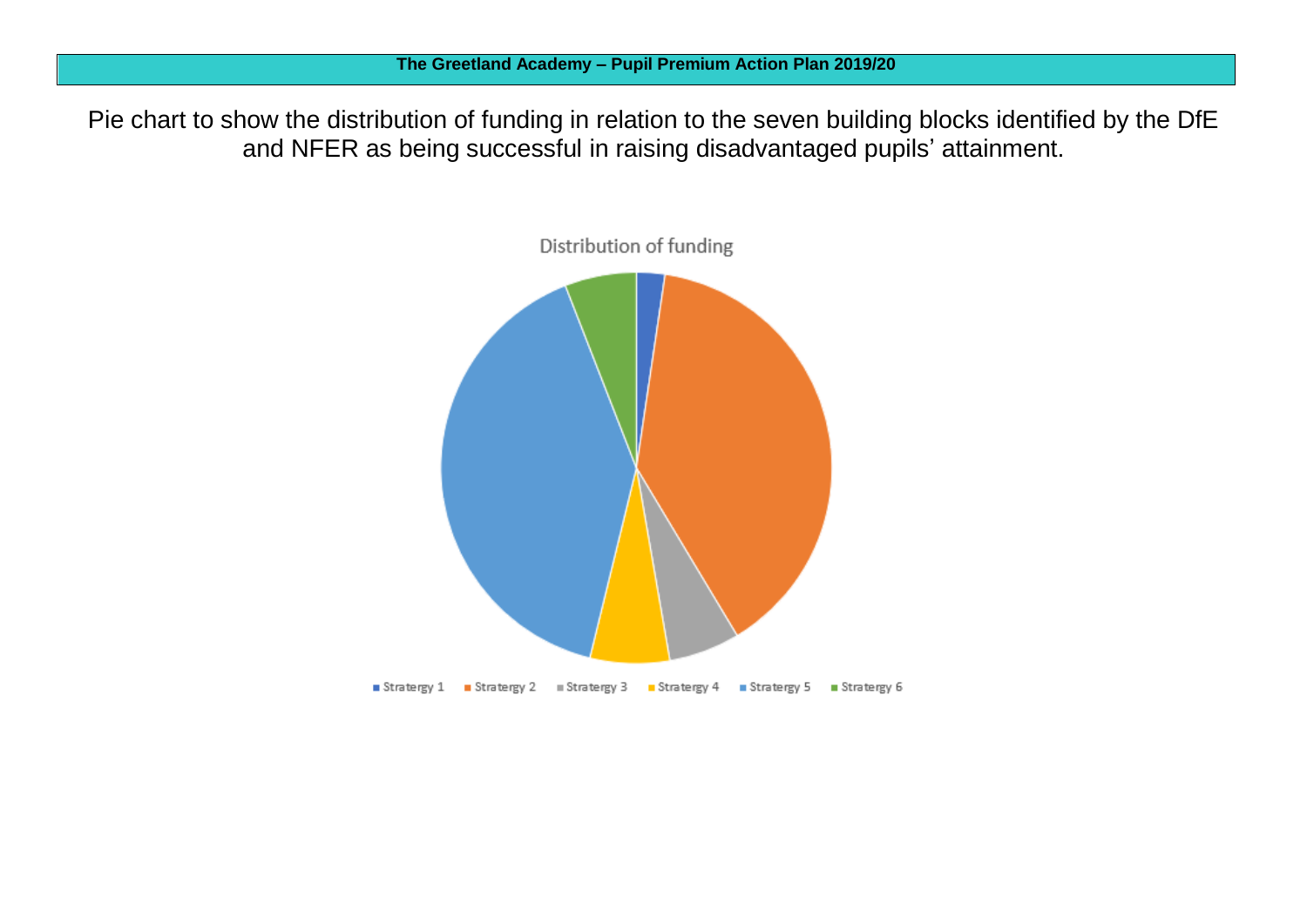**The Greetland Academy – Pupil Premium Action Plan 2019/20**

Pie chart to show the distribution of funding in relation to the seven building blocks identified by the DfE and NFER as being successful in raising disadvantaged pupils' attainment.

Distribution of funding

Stratergy 1 Stratergy 2 Stratergy 3 Stratergy 4 Stratergy 5 Stratergy 6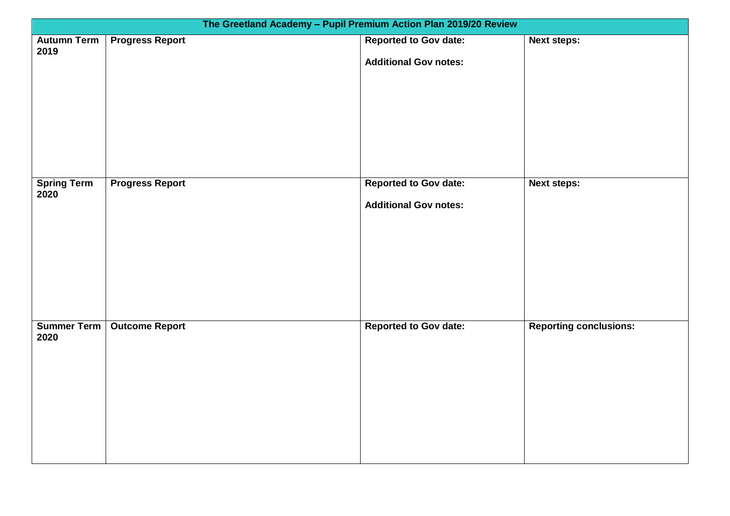| The Greetland Academy – Pupil Premium Action Plan 2019/20 Review | | | |
|---|---|---|---|
| **Autumn Term 2019** | **Progress Report** | **Reported to Gov date:**<br><br>**Additional Gov notes:** | **Next steps:** |
| **Spring Term 2020** | **Progress Report** | **Reported to Gov date:**<br><br>**Additional Gov notes:** | **Next steps:** |
| **Summer Term 2020** | **Outcome Report** | **Reported to Gov date:** | **Reporting conclusions:** |